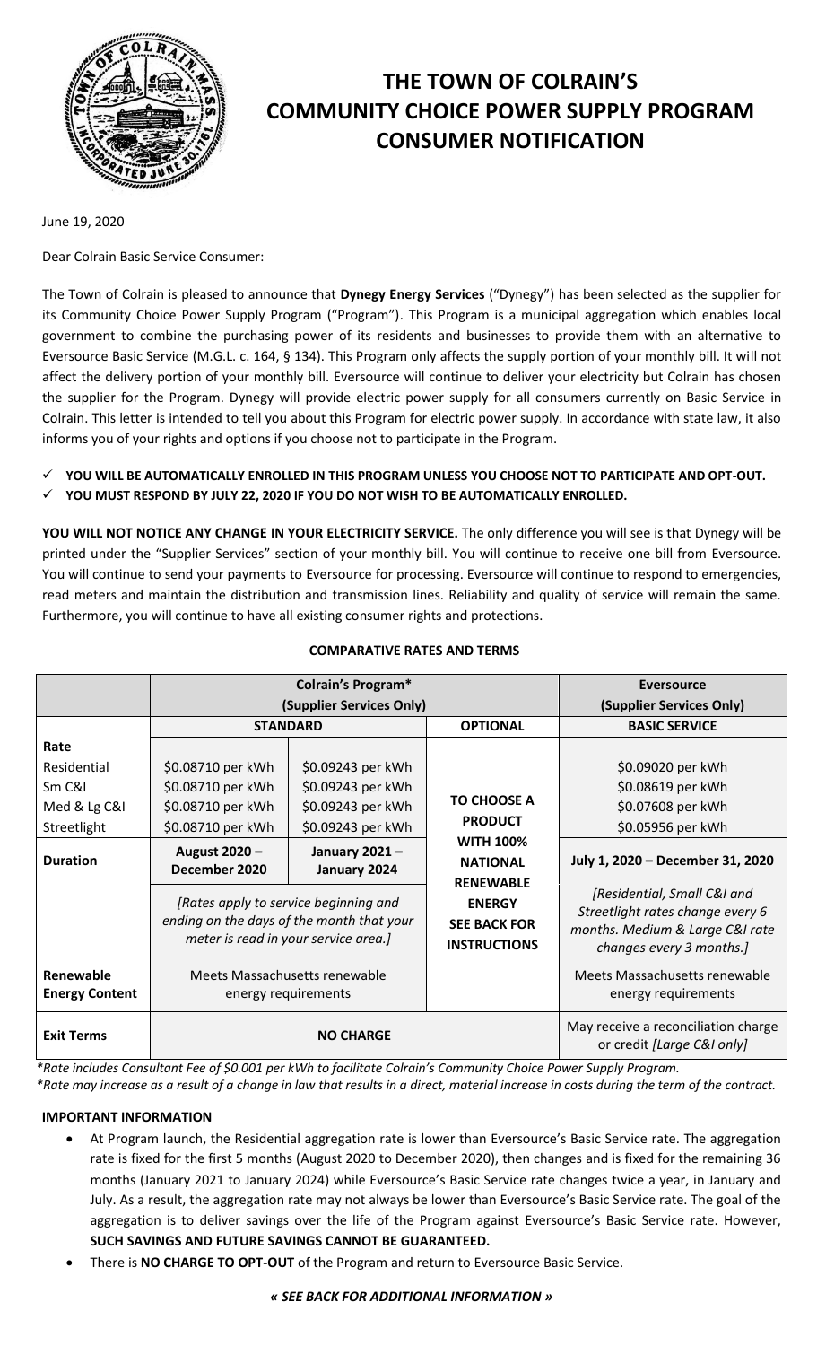# THE TOWN OF COLRAIN'S COMMUNITY CHOICE POWER SUPPLY PROGRAM CONSUMER NOTIFICATION

June 19, 2020

Dear Colrain Basic Service Consumer:

The Town of Colrain is pleased to announce that **Dynegy Energy Services** ("Dynegy") has been selected as the supplier for its Community Choice Power Supply Program ("Program"). This Program is a municipal aggregation which enables local government to combine the purchasing power of its residents and businesses to provide them with an alternative to Eversource Basic Service (M.G.L. c. 164, § 134). This Program only affects the supply portion of your monthly bill. It will not affect the delivery portion of your monthly bill. Eversource will continue to deliver your electricity but Colrain has chosen the supplier for the Program. Dynegy will provide electric power supply for all consumers currently on Basic Service in Colrain. This letter is intended to tell you about this Program for electric power supply. In accordance with state law, it also informs you of your rights and options if you choose not to participate in the Program.

- ✓ **YOU WILL BE AUTOMATICALLY ENROLLED IN THIS PROGRAM UNLESS YOU CHOOSE NOT TO PARTICIPATE AND OPT-OUT.**
- ✓ **YOU <u>MUST</u> RESPOND BY JULY 22, 2020 IF YOU DO NOT WISH TO BE AUTOMATICALLY ENROLLED.**

**YOU WILL NOT NOTICE ANY CHANGE IN YOUR ELECTRICITY SERVICE.** The only difference you will see is that Dynegy will be printed under the "Supplier Services" section of your monthly bill. You will continue to receive one bill from Eversource. You will continue to send your payments to Eversource for processing. Eversource will continue to respond to emergencies, read meters and maintain the distribution and transmission lines. Reliability and quality of service will remain the same. Furthermore, you will continue to have all existing consumer rights and protections.

**COMPARATIVE RATES AND TERMS**

| | Colrain's Program* (Supplier Services Only) | | | Eversource (Supplier Services Only) |
|---|---|---|---|---|
| | **STANDARD** | | **OPTIONAL** | **BASIC SERVICE** |
| **Rate** | | | **TO CHOOSE A PRODUCT WITH 100% NATIONAL RENEWABLE ENERGY SEE BACK FOR INSTRUCTIONS** | |
| Residential | $0.08710 per kWh | $0.09243 per kWh | | $0.09020 per kWh |
| Sm C&I | $0.08710 per kWh | $0.09243 per kWh | | $0.08619 per kWh |
| Med & Lg C&I | $0.08710 per kWh | $0.09243 per kWh | | $0.07608 per kWh |
| Streetlight | $0.08710 per kWh | $0.09243 per kWh | | $0.05956 per kWh |
| **Duration** | **August 2020 – December 2020** | **January 2021 – January 2024** | | **July 1, 2020 – December 31, 2020** |
| | *[Rates apply to service beginning and ending on the days of the month that your meter is read in your service area.]* | | | *[Residential, Small C&I and Streetlight rates change every 6 months. Medium & Large C&I rate changes every 3 months.]* |
| **Renewable Energy Content** | Meets Massachusetts renewable energy requirements | | | Meets Massachusetts renewable energy requirements |
| **Exit Terms** | **NO CHARGE** | | | May receive a reconciliation charge or credit *[Large C&I only]* |

*\*Rate includes Consultant Fee of $0.001 per kWh to facilitate Colrain's Community Choice Power Supply Program.*
*\*Rate may increase as a result of a change in law that results in a direct, material increase in costs during the term of the contract.*

**IMPORTANT INFORMATION**

- At Program launch, the Residential aggregation rate is lower than Eversource's Basic Service rate. The aggregation rate is fixed for the first 5 months (August 2020 to December 2020), then changes and is fixed for the remaining 36 months (January 2021 to January 2024) while Eversource's Basic Service rate changes twice a year, in January and July. As a result, the aggregation rate may not always be lower than Eversource's Basic Service rate. The goal of the aggregation is to deliver savings over the life of the Program against Eversource's Basic Service rate. However, **SUCH SAVINGS AND FUTURE SAVINGS CANNOT BE GUARANTEED.**
- There is **NO CHARGE TO OPT-OUT** of the Program and return to Eversource Basic Service.

***« SEE BACK FOR ADDITIONAL INFORMATION »***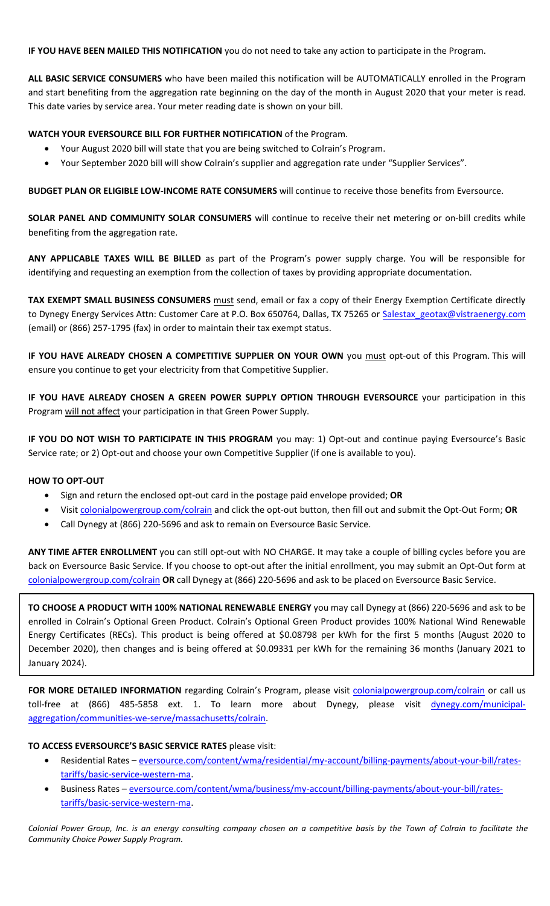**IF YOU HAVE BEEN MAILED THIS NOTIFICATION** you do not need to take any action to participate in the Program.

**ALL BASIC SERVICE CONSUMERS** who have been mailed this notification will be AUTOMATICALLY enrolled in the Program and start benefiting from the aggregation rate beginning on the day of the month in August 2020 that your meter is read. This date varies by service area. Your meter reading date is shown on your bill.

**WATCH YOUR EVERSOURCE BILL FOR FURTHER NOTIFICATION** of the Program.

- Your August 2020 bill will state that you are being switched to Colrain's Program.
- Your September 2020 bill will show Colrain's supplier and aggregation rate under "Supplier Services".

**BUDGET PLAN OR ELIGIBLE LOW-INCOME RATE CONSUMERS** will continue to receive those benefits from Eversource.

**SOLAR PANEL AND COMMUNITY SOLAR CONSUMERS** will continue to receive their net metering or on-bill credits while benefiting from the aggregation rate.

**ANY APPLICABLE TAXES WILL BE BILLED** as part of the Program's power supply charge. You will be responsible for identifying and requesting an exemption from the collection of taxes by providing appropriate documentation.

**TAX EXEMPT SMALL BUSINESS CONSUMERS** must send, email or fax a copy of their Energy Exemption Certificate directly to Dynegy Energy Services Attn: Customer Care at P.O. Box 650764, Dallas, TX 75265 or Salestax_geotax@vistraenergy.com (email) or (866) 257-1795 (fax) in order to maintain their tax exempt status.

**IF YOU HAVE ALREADY CHOSEN A COMPETITIVE SUPPLIER ON YOUR OWN** you must opt-out of this Program. This will ensure you continue to get your electricity from that Competitive Supplier.

**IF YOU HAVE ALREADY CHOSEN A GREEN POWER SUPPLY OPTION THROUGH EVERSOURCE** your participation in this Program will not affect your participation in that Green Power Supply.

**IF YOU DO NOT WISH TO PARTICIPATE IN THIS PROGRAM** you may: 1) Opt-out and continue paying Eversource's Basic Service rate; or 2) Opt-out and choose your own Competitive Supplier (if one is available to you).

**HOW TO OPT-OUT**

- Sign and return the enclosed opt-out card in the postage paid envelope provided; **OR**
- Visit colonialpowergroup.com/colrain and click the opt-out button, then fill out and submit the Opt-Out Form; **OR**
- Call Dynegy at (866) 220-5696 and ask to remain on Eversource Basic Service.

**ANY TIME AFTER ENROLLMENT** you can still opt-out with NO CHARGE. It may take a couple of billing cycles before you are back on Eversource Basic Service. If you choose to opt-out after the initial enrollment, you may submit an Opt-Out form at colonialpowergroup.com/colrain **OR** call Dynegy at (866) 220-5696 and ask to be placed on Eversource Basic Service.

**TO CHOOSE A PRODUCT WITH 100% NATIONAL RENEWABLE ENERGY** you may call Dynegy at (866) 220-5696 and ask to be enrolled in Colrain's Optional Green Product. Colrain's Optional Green Product provides 100% National Wind Renewable Energy Certificates (RECs). This product is being offered at $0.08798 per kWh for the first 5 months (August 2020 to December 2020), then changes and is being offered at $0.09331 per kWh for the remaining 36 months (January 2021 to January 2024).

**FOR MORE DETAILED INFORMATION** regarding Colrain's Program, please visit colonialpowergroup.com/colrain or call us toll-free at (866) 485-5858 ext. 1. To learn more about Dynegy, please visit dynegy.com/municipal-aggregation/communities-we-serve/massachusetts/colrain.

**TO ACCESS EVERSOURCE'S BASIC SERVICE RATES** please visit:

- Residential Rates – eversource.com/content/wma/residential/my-account/billing-payments/about-your-bill/rates-tariffs/basic-service-western-ma.
- Business Rates – eversource.com/content/wma/business/my-account/billing-payments/about-your-bill/rates-tariffs/basic-service-western-ma.

*Colonial Power Group, Inc. is an energy consulting company chosen on a competitive basis by the Town of Colrain to facilitate the Community Choice Power Supply Program.*